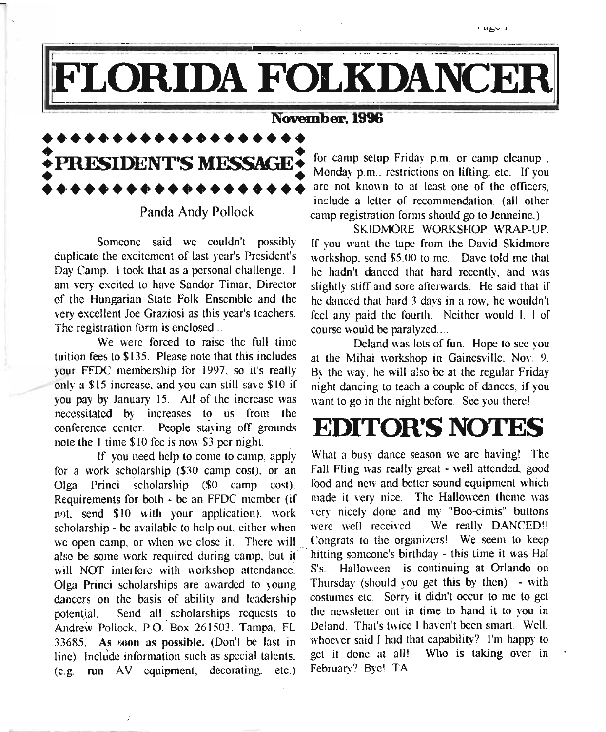# FLORIDA FOLKDANCER

**November, 1996**

## PRESIDENT'S MESSAGE

Panda Andy Pollock

Someone said we couldn't possibly duplicate the excitement of last year's President's Day Camp. I took that as a personal challenge. I am very excited to have Sandor Timar, Director of the Hungarian State Folk Ensemble and the very excellent Joe Graziosi as this year's teachers. The registration form is enclosed...

We were forced to raise the full time tuition fees to $135. Please note that this includes your FFDC membership for 1997, so it's really only a $15 increase, and you can still save $10 if you pay by January 15. All of the increase was necessitated by increases to us from the conference center. People staying off grounds note the 1 time $10 fee is now $3 per night.

If you need help to come to camp, apply for a work scholarship ($30 camp cost), or an Olga Princi scholarship ($0 camp cost). Requirements for both - be an FFDC member (if not, send $10 with your application), work scholarship - be available to help out, either when we open camp, or when we close it. There will also be some work required during camp, but it will NOT interfere with workshop attendance. Olga Princi scholarships are awarded to young dancers on the basis of ability and leadership potential. Send all scholarships requests to Andrew Pollock, P.O. Box 261503, Tampa, FL 33685. **As soon as possible.** (Don't be last in line) Include information such as special talents, (e.g. run AV equipment, decorating, etc.) for camp setup Friday p.m. or camp cleanup , Monday p.m., restrictions on lifting, etc. If you are not known to at least one of the officers, include a letter of recommendation. (all other camp registration forms should go to Jenneine.)

SKIDMORE WORKSHOP WRAP-UP. If you want the tape from the David Skidmore workshop, send $5.00 to me. Dave told me that he hadn't danced that hard recently, and was slightly stiff and sore afterwards. He said that if he danced that hard 3 days in a row, he wouldn't feel any paid the fourth. Neither would I. I of course would be paralyzed....

Deland was lots of fun. Hope to see you at the Mihai workshop in Gainesville, Nov. 9. By the way, he will also be at the regular Friday night dancing to teach a couple of dances, if you want to go in the night before. See you there!

## EDITOR'S NOTES

What a busy dance season we are having! The Fall Fling was really great - well attended, good food and new and better sound equipment which made it very nice. The Halloween theme was very nicely done and my "Boo-cimis" buttons were well received. We really DANCED!! Congrats to the organizers! We seem to keep hitting someone's birthday - this time it was Hal S's. Halloween is continuing at Orlando on Thursday (should you get this by then) - with costumes etc. Sorry it didn't occur to me to get the newsletter out in time to hand it to you in Deland. That's twice I haven't been smart. Well, whoever said I had that capability? I'm happy to get it done at all! Who is taking over in February? Bye! TA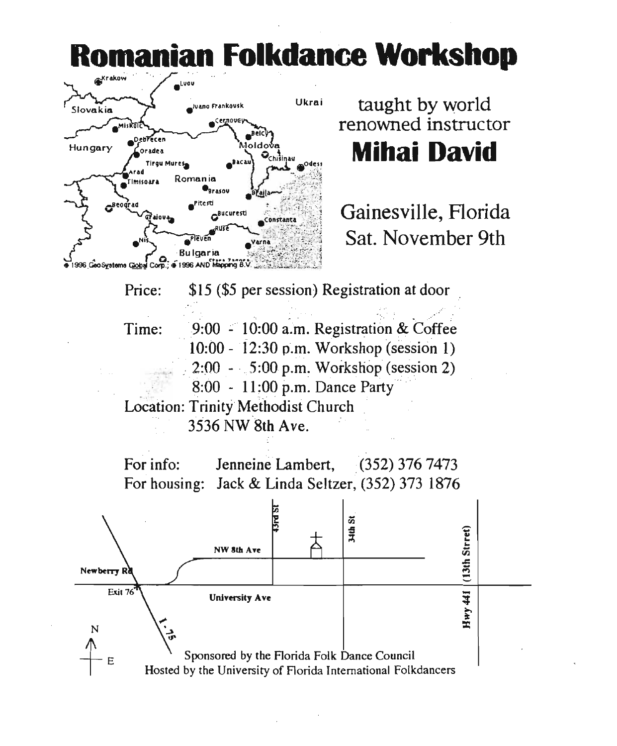# Romanian Folkdance Workshop

taught by world renowned instructor

## Mihai David

Gainesville, Florida
Sat. November 9th

Price: $15 ($5 per session) Registration at door

Time: 9:00 - 10:00 a.m. Registration & Coffee
10:00 - 12:30 p.m. Workshop (session 1)
2:00 - 5:00 p.m. Workshop (session 2)
8:00 - 11:00 p.m. Dance Party

Location: Trinity Methodist Church
3536 NW 8th Ave.

For info: Jenneine Lambert, (352) 376 7473
For housing: Jack & Linda Seltzer, (352) 373 1876

Sponsored by the Florida Folk Dance Council
Hosted by the University of Florida International Folkdancers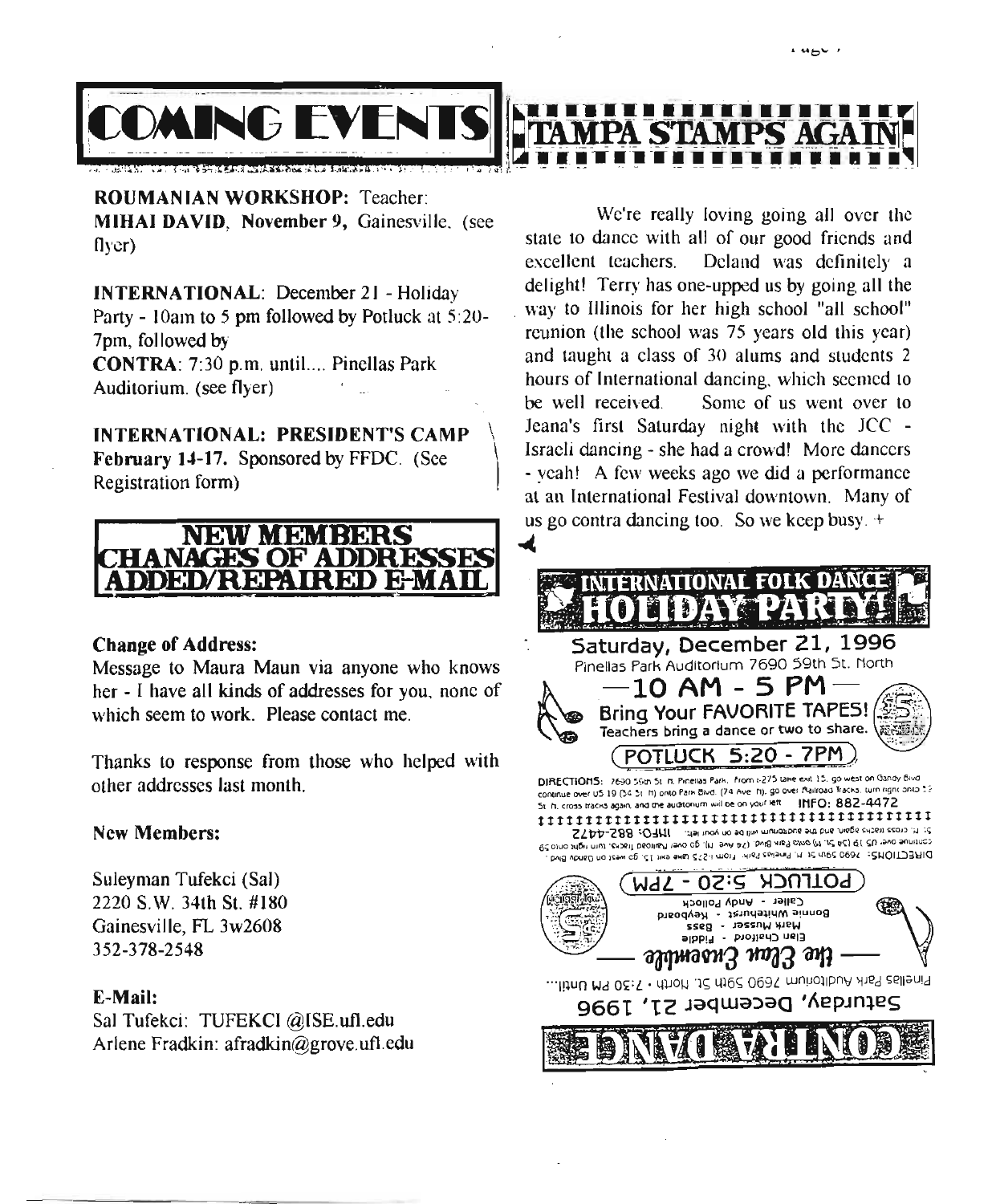# COMING EVENTS

**ROUMANIAN WORKSHOP:** Teacher: **MIHAI DAVID**, **November 9,** Gainesville. (see flyer)

**INTERNATIONAL**: December 21 - Holiday Party - 10am to 5 pm followed by Potluck at 5:20-7pm, followed by
**CONTRA**: 7:30 p.m. until.... Pinellas Park Auditorium. (see flyer)

**INTERNATIONAL: PRESIDENT'S CAMP February 14-17.** Sponsored by FFDC. (See Registration form)

# NEW MEMBERS CHANAGES OF ADDRESSES ADDED/REPAIRED E-MAIL

### Change of Address:

Message to Maura Maun via anyone who knows her - I have all kinds of addresses for you, none of which seem to work. Please contact me.

Thanks to response from those who helped with other addresses last month.

### New Members:

Suleyman Tufekci (Sal)
2220 S.W. 34th St. #180
Gainesville, FL 3w2608
352-378-2548

### E-Mail:

Sal Tufekci: TUFEKCI @ISE.ufl.edu
Arlene Fradkin: afradkin@grove.ufl.edu

# TAMPA STAMPS AGAIN

We're really loving going all over the state to dance with all of our good friends and excellent teachers. Deland was definitely a delight! Terry has one-upped us by going all the way to Illinois for her high school "all school" reunion (the school was 75 years old this year) and taught a class of 30 alums and students 2 hours of International dancing, which seemed to be well received. Some of us went over to Jeana's first Saturday night with the JCC - Israeli dancing - she had a crowd! More dancers - yeah! A few weeks ago we did a performance at an International Festival downtown. Many of us go contra dancing too. So we keep busy. +

## INTERNATIONAL FOLK DANCE HOLIDAY PARTY!

**Saturday, December 21, 1996**
Pinellas Park Auditorium 7690 59th St. North

**— 10 AM - 5 PM —**

**Bring Your FAVORITE TAPES!**
Teachers bring a dance or two to share.

**(POTLUCK 5:20 - 7PM)**

**DIRECTIONS:** 7690 59th St. N. Pinellas Park. From I-275 take exit 15, go west on Gandy Blvd continue over US 19 (34 St. N) onto Park Blvd. (74 Ave. N), go over Railroad Tracks, turn right onto 59 St. N, cross tracks again, and the auditorium will be on your left. **INFO: 882-4472**

**DIRECTIONS:** 7690 59th St. N. Pinellas Park. From I-275 take exit 15, go west on Gandy Blvd continue over US 19 (34 St. N) onto Park Blvd. (74 Ave. N), go over Railroad Tracks, turn right onto 59 St. N, cross tracks again, and the auditorium will be on your left. **INFO: 882-4472**

**(POTLUCK 5:20 - 7PM)**

Caller - Andy Pollock
Bonnie Whitehurst - Keyboard
Mark Mussier - Bass
Elan Chalford - Fiddle

**— the Elan Ensemble —**

Pinellas Park Auditorium 7690 59th St. North • 7:30 PM Until...

**Saturday, December 21, 1996**

## CONTRA DANCE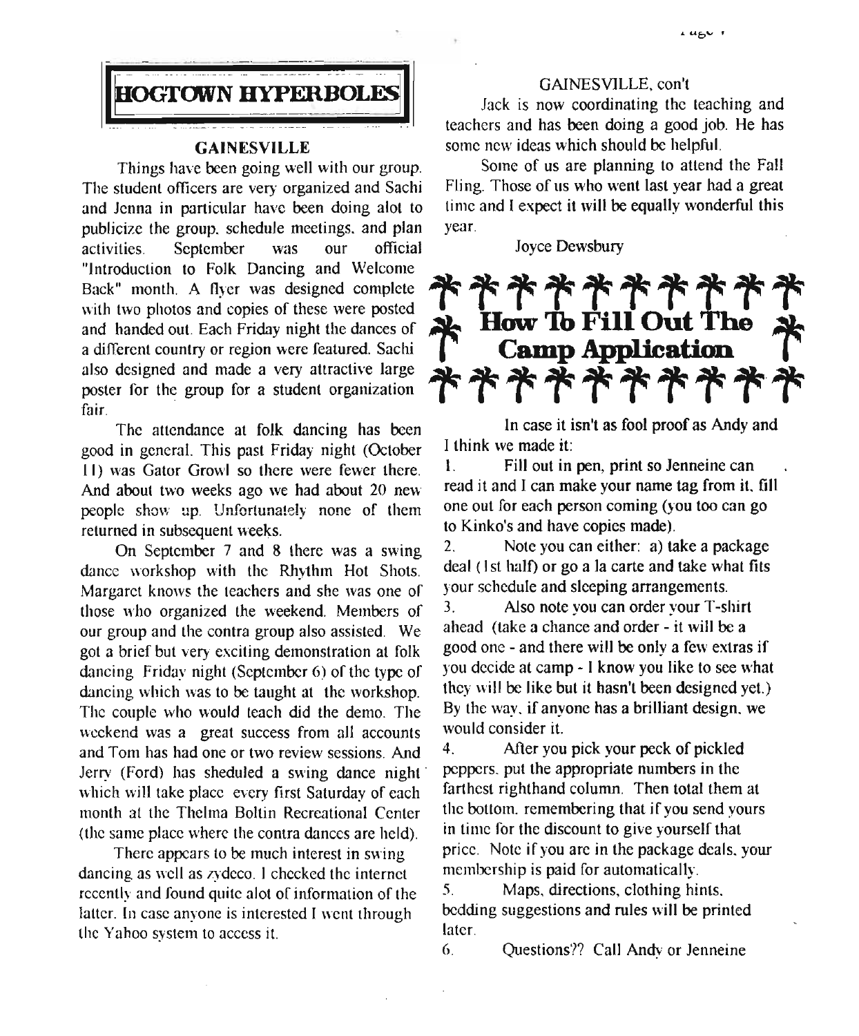## HOGTOWN HYPERBOLES

### GAINESVILLE

Things have been going well with our group. The student officers are very organized and Sachi and Jenna in particular have been doing alot to publicize the group, schedule meetings, and plan activities. September was our official "Introduction to Folk Dancing and Welcome Back" month. A flyer was designed complete with two photos and copies of these were posted and handed out. Each Friday night the dances of a different country or region were featured. Sachi also designed and made a very attractive large poster for the group for a student organization fair.

The attendance at folk dancing has been good in general. This past Friday night (October 11) was Gator Growl so there were fewer there. And about two weeks ago we had about 20 new people show up. Unfortunately none of them returned in subsequent weeks.

On September 7 and 8 there was a swing dance workshop with the Rhythm Hot Shots. Margaret knows the teachers and she was one of those who organized the weekend. Members of our group and the contra group also assisted. We got a brief but very exciting demonstration at folk dancing Friday night (September 6) of the type of dancing which was to be taught at the workshop. The couple who would teach did the demo. The weekend was a great success from all accounts and Tom has had one or two review sessions. And Jerry (Ford) has sheduled a swing dance night which will take place every first Saturday of each month at the Thelma Boltin Recreational Center (the same place where the contra dances are held).

There appears to be much interest in swing dancing as well as zydeco. I checked the internet recently and found quite alot of information of the latter. In case anyone is interested I went through the Yahoo system to access it.

### GAINESVILLE, con't

Jack is now coordinating the teaching and teachers and has been doing a good job. He has some new ideas which should be helpful.

Some of us are planning to attend the Fall Fling. Those of us who went last year had a great time and I expect it will be equally wonderful this year.

Joyce Dewsbury

## How To Fill Out The Camp Application

In case it isn't as fool proof as Andy and I think we made it:

1. Fill out in pen, print so Jenneine can read it and I can make your name tag from it, fill one out for each person coming (you too can go to Kinko's and have copies made).
2. Note you can either: a) take a package deal (1st half) or go a la carte and take what fits your schedule and sleeping arrangements.
3. Also note you can order your T-shirt ahead (take a chance and order - it will be a good one - and there will be only a few extras if you decide at camp - I know you like to see what they will be like but it hasn't been designed yet.) By the way, if anyone has a brilliant design, we would consider it.
4. After you pick your peck of pickled peppers, put the appropriate numbers in the farthest righthand column. Then total them at the bottom, remembering that if you send yours in time for the discount to give yourself that price. Note if you are in the package deals, your membership is paid for automatically.
5. Maps, directions, clothing hints, bedding suggestions and rules will be printed later.
6. Questions?? Call Andy or Jenneine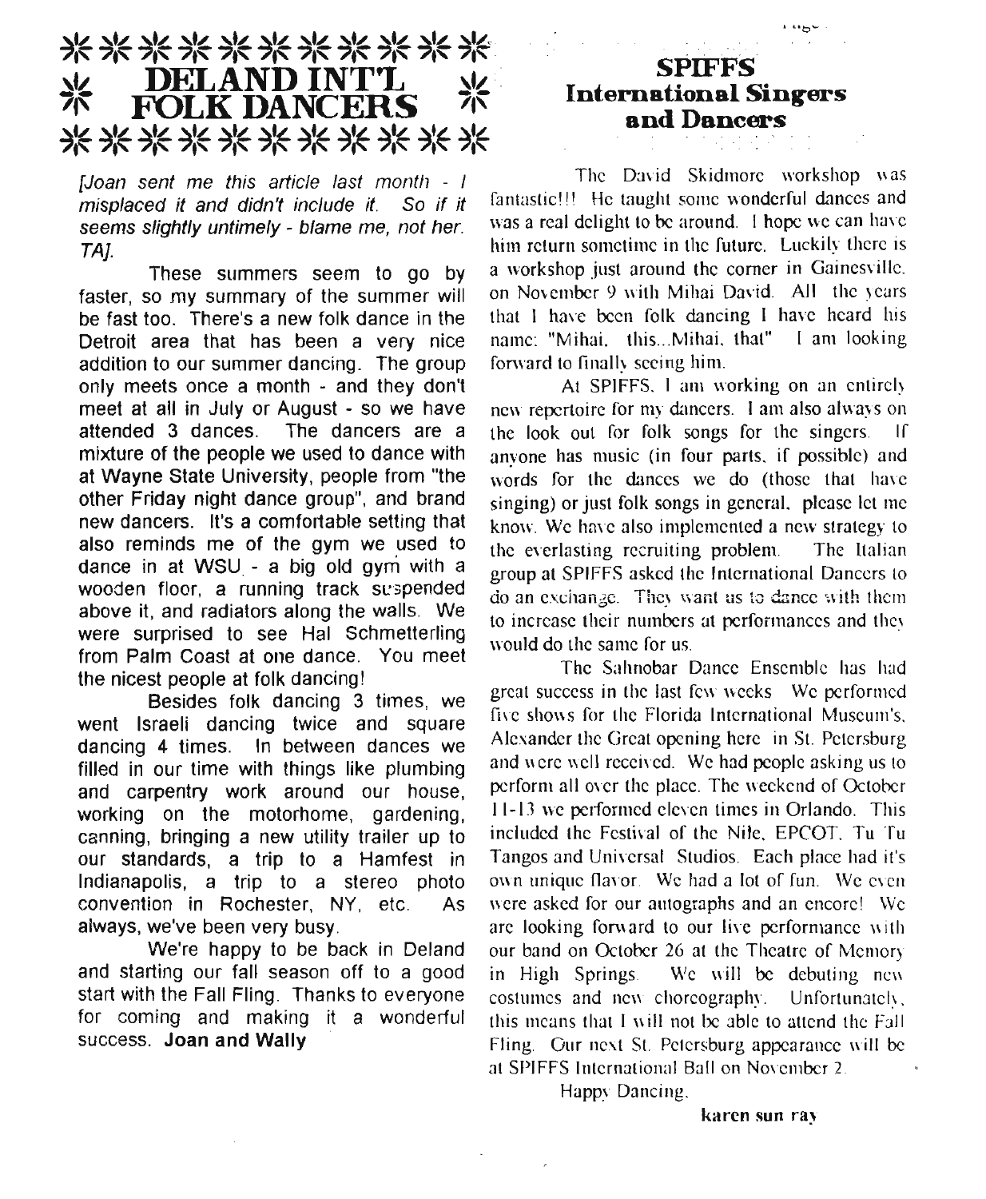## DELAND INT'L FOLK DANCERS

*[Joan sent me this article last month - I misplaced it and didn't include it. So if it seems slightly untimely - blame me, not her. TA].*

These summers seem to go by faster, so my summary of the summer will be fast too. There's a new folk dance in the Detroit area that has been a very nice addition to our summer dancing. The group only meets once a month - and they don't meet at all in July or August - so we have attended 3 dances. The dancers are a mixture of the people we used to dance with at Wayne State University, people from "the other Friday night dance group", and brand new dancers. It's a comfortable setting that also reminds me of the gym we used to dance in at WSU - a big old gym with a wooden floor, a running track suspended above it, and radiators along the walls. We were surprised to see Hal Schmetterling from Palm Coast at one dance. You meet the nicest people at folk dancing!

Besides folk dancing 3 times, we went Israeli dancing twice and square dancing 4 times. In between dances we filled in our time with things like plumbing and carpentry work around our house, working on the motorhome, gardening, canning, bringing a new utility trailer up to our standards, a trip to a Hamfest in Indianapolis, a trip to a stereo photo convention in Rochester, NY, etc. As always, we've been very busy.

We're happy to be back in Deland and starting our fall season off to a good start with the Fall Fling. Thanks to everyone for coming and making it a wonderful success. **Joan and Wally**

## SPIFFS International Singers and Dancers

The David Skidmore workshop was fantastic!!! He taught some wonderful dances and was a real delight to be around. I hope we can have him return sometime in the future. Luckily there is a workshop just around the corner in Gainesville, on November 9 with Mihai David. All the years that I have been folk dancing I have heard his name: "Mihai, this...Mihai, that" I am looking forward to finally seeing him.

At SPIFFS, I am working on an entirely new repertoire for my dancers. I am also always on the look out for folk songs for the singers. If anyone has music (in four parts, if possible) and words for the dances we do (those that have singing) or just folk songs in general, please let me know. We have also implemented a new strategy to the everlasting recruiting problem. The Italian group at SPIFFS asked the International Dancers to do an exchange. They want us to dance with them to increase their numbers at performances and they would do the same for us.

The Sahnobar Dance Ensemble has had great success in the last few weeks We performed five shows for the Florida International Museum's, Alexander the Great opening here in St. Petersburg and were well received. We had people asking us to perform all over the place. The weekend of October 11-13 we performed eleven times in Orlando. This included the Festival of the Nile, EPCOT, Tu Tu Tangos and Universal Studios. Each place had it's own unique flavor. We had a lot of fun. We even were asked for our autographs and an encore! We are looking forward to our live performance with our band on October 26 at the Theatre of Memory in High Springs. We will be debuting new costumes and new choreography. Unfortunately, this means that I will not be able to attend the Fall Fling. Our next St. Petersburg appearance will be at SPIFFS International Ball on November 2.

Happy Dancing.

**karen sun ray**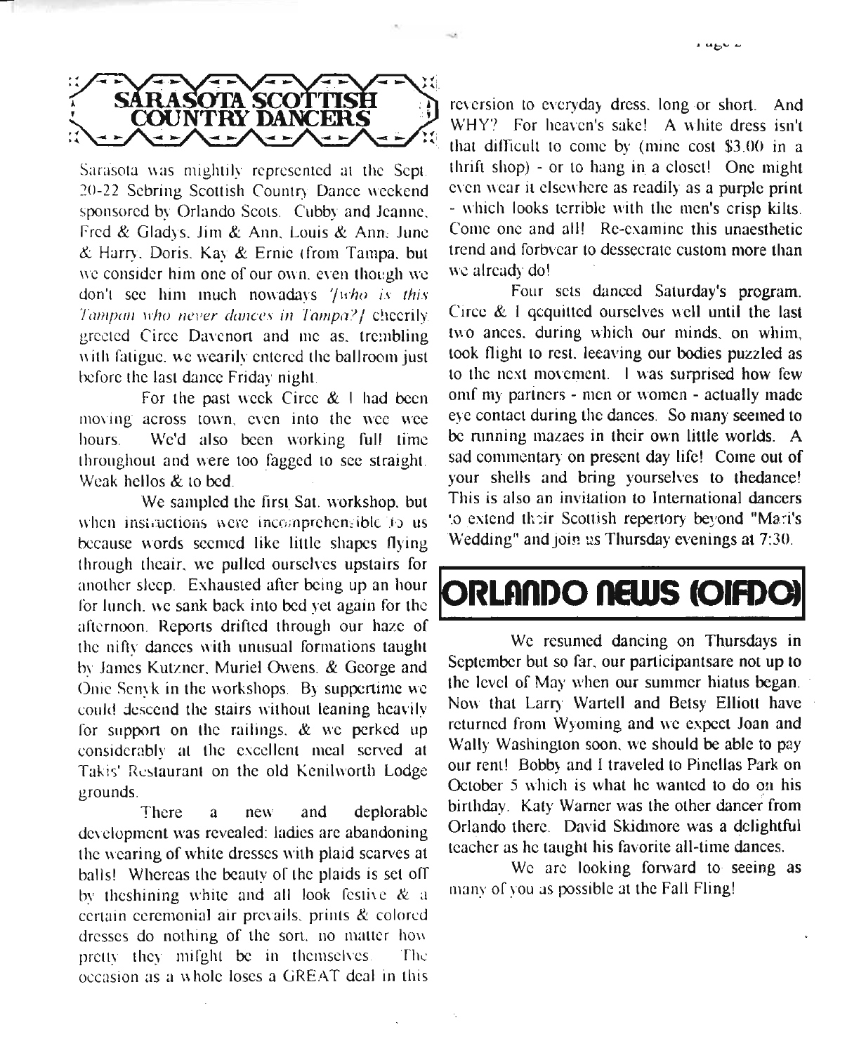## SARASOTA SCOTTISH COUNTRY DANCERS

Sarasota was mightily represented at the Sept. 20-22 Sebring Scottish Country Dance weekend sponsored by Orlando Scots. Cubby and Jeanne, Fred & Gladys, Jim & Ann, Louis & Ann, June & Harry, Doris, Kay & Ernie (from Tampa, but we consider him one of our own, even though we don't see him much nowadays *[who is this Tampan who never dances in Tampa?]* cheerily greeted Circe Davenort and me as, trembling with fatigue, we wearily entered the ballroom just before the last dance Friday night.

For the past week Circe & I had been moving across town, even into the wee wee hours. We'd also been working full time throughout and were too fagged to see straight. Weak hellos & to bed.

We sampled the first Sat. workshop, but when instructions were incomprehensible to us because words seemed like little shapes flying through theair, we pulled ourselves upstairs for another sleep. Exhausted after being up an hour for lunch, we sank back into bed yet again for the afternoon. Reports drifted through our haze of the nifty dances with unusual formations taught by James Kutzner, Muriel Owens, & George and Onie Senyk in the workshops. By suppertime we could descend the stairs without leaning heavily for support on the railings, & we perked up considerably at the excellent meal served at Takis' Restaurant on the old Kenilworth Lodge grounds.

There a new and deplorable development was revealed: ladies are abandoning the wearing of white dresses with plaid scarves at balls! Whereas the beauty of the plaids is set off by theshining white and all look festive & a certain ceremonial air prevails, prints & colored dresses do nothing of the sort, no matter how pretty they mifght be in themselves. The occasion as a whole loses a GREAT deal in this reversion to everyday dress, long or short. And WHY? For heaven's sake! A white dress isn't that difficult to come by (mine cost $3.00 in a thrift shop) - or to hang in a closet! One might even wear it elsewhere as readily as a purple print - which looks terrible with the men's crisp kilts. Come one and all! Re-examine this unaesthetic trend and forbvear to dessecrate custom more than we already do!

Four sets danced Saturday's program. Circe & I qcquitted ourselves well until the last two ances, during which our minds, on whim, took flight to rest, leeaving our bodies puzzled as to the next movement. I was surprised how few omf my partners - men or women - actually made eye contact during the dances. So many seemed to be running mazaes in their own little worlds. A sad commentary on present day life! Come out of your shells and bring yourselves to thedance! This is also an invitation to International dancers to extend their Scottish repertory beyond "Mari's Wedding" and join us Thursday evenings at 7:30.

## ORLANDO NEWS (OIFDC)

We resumed dancing on Thursdays in September but so far, our participantsare not up to the level of May when our summer hiatus began. Now that Larry Wartell and Betsy Elliott have returned from Wyoming and we expect Joan and Wally Washington soon, we should be able to pay our rent! Bobby and I traveled to Pinellas Park on October 5 which is what he wanted to do on his birthday. Katy Warner was the other dancer from Orlando there. David Skidmore was a delightful teacher as he taught his favorite all-time dances.

We are looking forward to seeing as many of you as possible at the Fall Fling!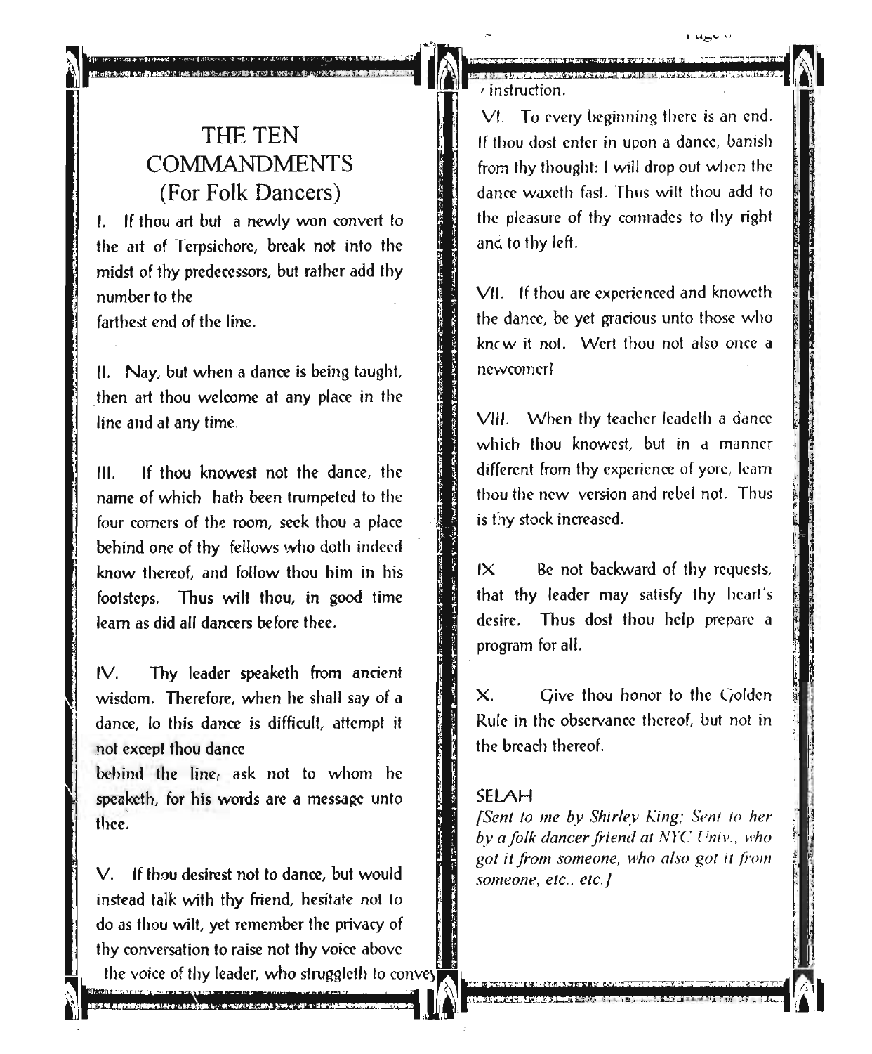# THE TEN COMMANDMENTS (For Folk Dancers)

I. If thou art but a newly won convert to the art of Terpsichore, break not into the midst of thy predecessors, but rather add thy number to the farthest end of the line.

II. Nay, but when a dance is being taught, then art thou welcome at any place in the line and at any time.

III. If thou knowest not the dance, the name of which hath been trumpeted to the four corners of the room, seek thou a place behind one of thy fellows who doth indeed know thereof, and follow thou him in his footsteps. Thus wilt thou, in good time learn as did all dancers before thee.

IV. Thy leader speaketh from ancient wisdom. Therefore, when he shall say of a dance, lo this dance is difficult, attempt it not except thou dance behind the line, ask not to whom he speaketh, for his words are a message unto thee.

V. If thou desirest not to dance, but would instead talk with thy friend, hesitate not to do as thou wilt, yet remember the privacy of thy conversation to raise not thy voice above the voice of thy leader, who struggleth to convey instruction.

VI. To every beginning there is an end. If thou dost enter in upon a dance, banish from thy thought: I will drop out when the dance waxeth fast. Thus wilt thou add to the pleasure of thy comrades to thy right and to thy left.

VII. If thou are experienced and knoweth the dance, be yet gracious unto those who knew it not. Wert thou not also once a newcomer?

VIII. When thy teacher leadeth a dance which thou knowest, but in a manner different from thy experience of yore, learn thou the new version and rebel not. Thus is thy stock increased.

IX Be not backward of thy requests, that thy leader may satisfy thy heart's desire. Thus dost thou help prepare a program for all.

X. Give thou honor to the Golden Rule in the observance thereof, but not in the breach thereof.

SELAH

*[Sent to me by Shirley King; Sent to her by a folk dancer friend at NYC Univ., who got it from someone, who also got it from someone, etc., etc.]*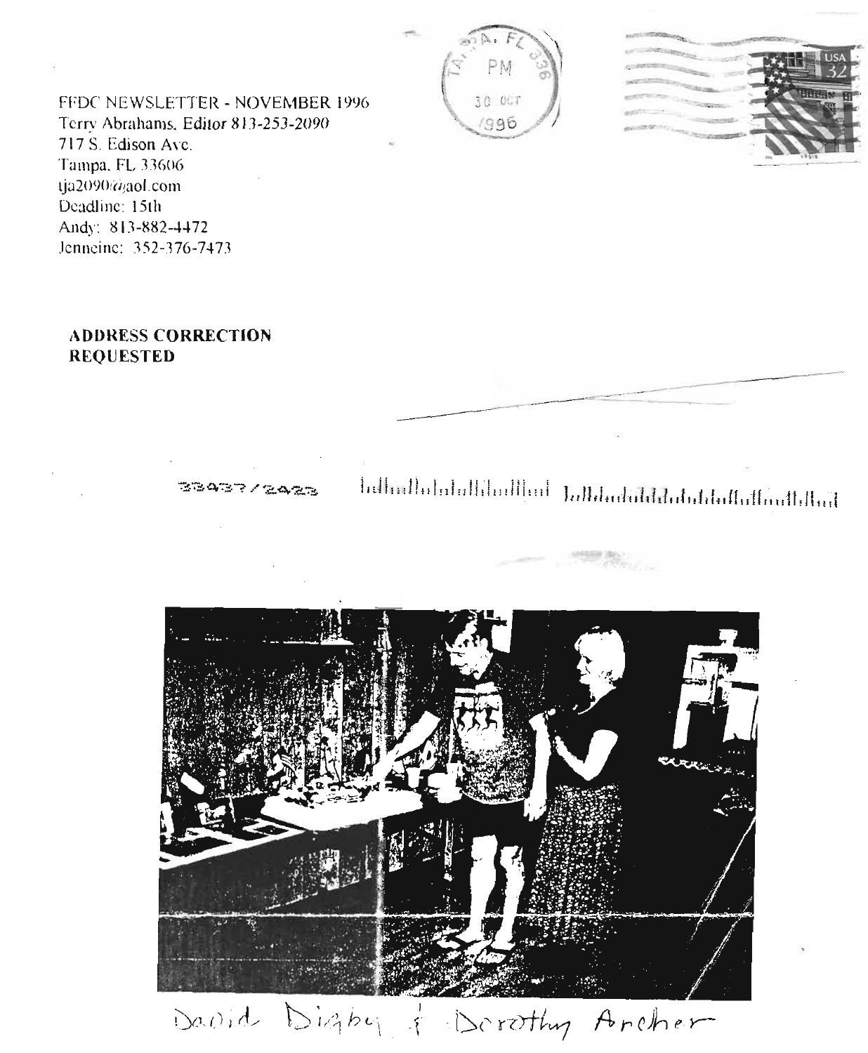FFDC NEWSLETTER - NOVEMBER 1996
Terry Abrahams, Editor 813-253-2090
717 S. Edison Ave.
Tampa, FL 33606
tja2090@aol.com
Deadline: 15th
Andy: 813-882-4472
Jenneine: 352-376-7473

TAMPA, FL 336
PM
30 OCT
1996

USA 32

**ADDRESS CORRECTION REQUESTED**

33437/2423

David Digby & Dorothy Archer